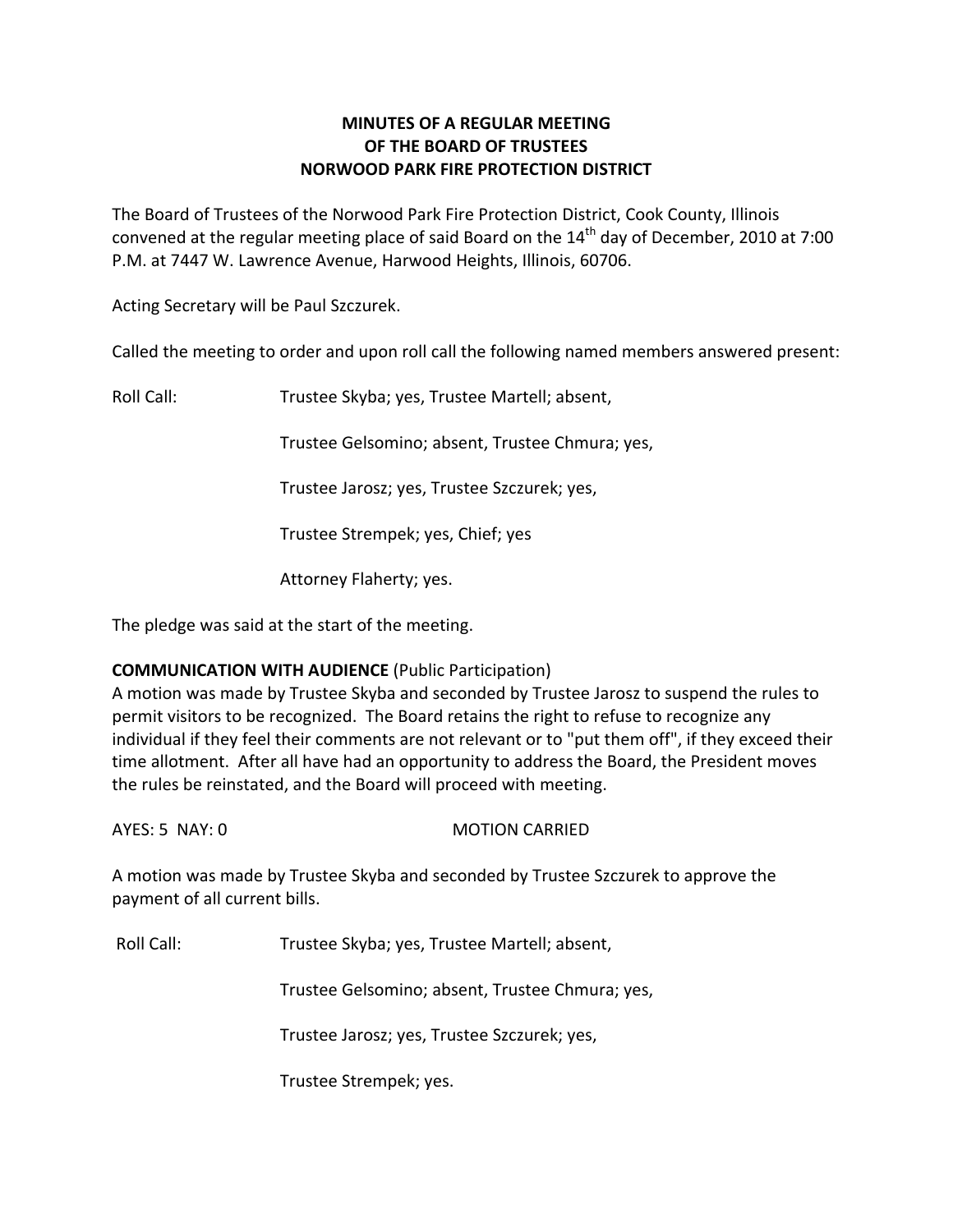# MINUTES OF A REGULAR MEETING
# OF THE BOARD OF TRUSTEES
# NORWOOD PARK FIRE PROTECTION DISTRICT

The Board of Trustees of the Norwood Park Fire Protection District, Cook County, Illinois convened at the regular meeting place of said Board on the 14th day of December, 2010 at 7:00 P.M. at 7447 W. Lawrence Avenue, Harwood Heights, Illinois, 60706.

Acting Secretary will be Paul Szczurek.

Called the meeting to order and upon roll call the following named members answered present:

Roll Call: Trustee Skyba; yes, Trustee Martell; absent,

Trustee Gelsomino; absent, Trustee Chmura; yes,

Trustee Jarosz; yes, Trustee Szczurek; yes,

Trustee Strempek; yes, Chief; yes

Attorney Flaherty; yes.

The pledge was said at the start of the meeting.

**COMMUNICATION WITH AUDIENCE** (Public Participation)

A motion was made by Trustee Skyba and seconded by Trustee Jarosz to suspend the rules to permit visitors to be recognized. The Board retains the right to refuse to recognize any individual if they feel their comments are not relevant or to "put them off", if they exceed their time allotment. After all have had an opportunity to address the Board, the President moves the rules be reinstated, and the Board will proceed with meeting.

AYES: 5 NAY: 0 MOTION CARRIED

A motion was made by Trustee Skyba and seconded by Trustee Szczurek to approve the payment of all current bills.

Roll Call: Trustee Skyba; yes, Trustee Martell; absent,

Trustee Gelsomino; absent, Trustee Chmura; yes,

Trustee Jarosz; yes, Trustee Szczurek; yes,

Trustee Strempek; yes.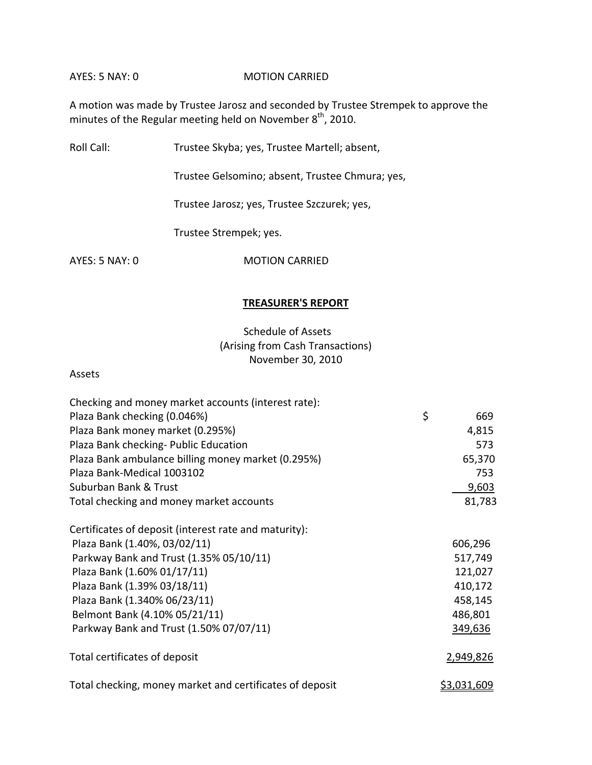AYES: 5 NAY: 0 MOTION CARRIED

A motion was made by Trustee Jarosz and seconded by Trustee Strempek to approve the minutes of the Regular meeting held on November 8th, 2010.

Roll Call: Trustee Skyba; yes, Trustee Martell; absent,

Trustee Gelsomino; absent, Trustee Chmura; yes,

Trustee Jarosz; yes, Trustee Szczurek; yes,

Trustee Strempek; yes.

AYES: 5 NAY: 0 MOTION CARRIED

## TREASURER'S REPORT

Schedule of Assets
(Arising from Cash Transactions)
November 30, 2010

Assets

| | |
|---|---|
| Checking and money market accounts (interest rate): | |
| Plaza Bank checking (0.046%) | $ 669 |
| Plaza Bank money market (0.295%) | 4,815 |
| Plaza Bank checking- Public Education | 573 |
| Plaza Bank ambulance billing money market (0.295%) | 65,370 |
| Plaza Bank-Medical 1003102 | 753 |
| Suburban Bank & Trust | 9,603 |
| Total checking and money market accounts | 81,783 |
| | |
| Certificates of deposit (interest rate and maturity): | |
| Plaza Bank (1.40%, 03/02/11) | 606,296 |
| Parkway Bank and Trust (1.35% 05/10/11) | 517,749 |
| Plaza Bank (1.60% 01/17/11) | 121,027 |
| Plaza Bank (1.39% 03/18/11) | 410,172 |
| Plaza Bank (1.340% 06/23/11) | 458,145 |
| Belmont Bank (4.10% 05/21/11) | 486,801 |
| Parkway Bank and Trust (1.50% 07/07/11) | 349,636 |
| | |
| Total certificates of deposit | 2,949,826 |
| | |
| Total checking, money market and certificates of deposit | $3,031,609 |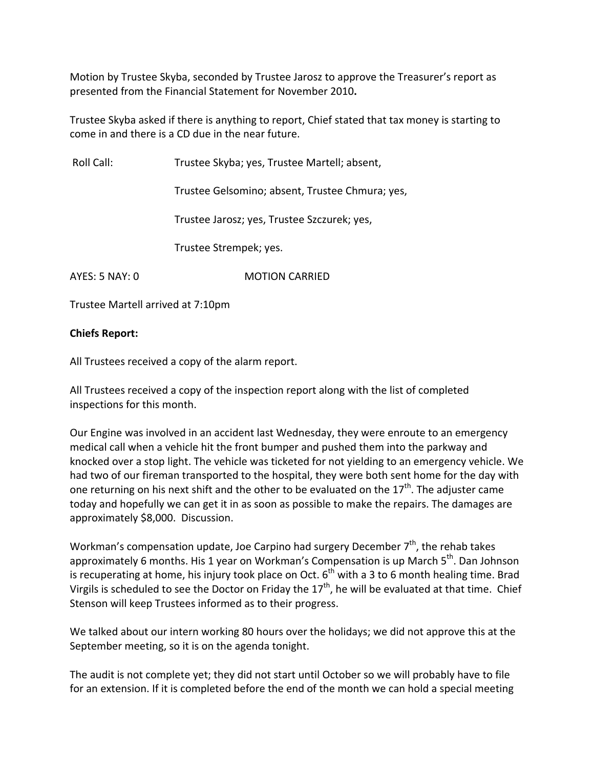Motion by Trustee Skyba, seconded by Trustee Jarosz to approve the Treasurer's report as presented from the Financial Statement for November 2010**.**

Trustee Skyba asked if there is anything to report, Chief stated that tax money is starting to come in and there is a CD due in the near future.

Roll Call: Trustee Skyba; yes, Trustee Martell; absent,

Trustee Gelsomino; absent, Trustee Chmura; yes,

Trustee Jarosz; yes, Trustee Szczurek; yes,

Trustee Strempek; yes.

AYES: 5 NAY: 0 MOTION CARRIED

Trustee Martell arrived at 7:10pm

**Chiefs Report:**

All Trustees received a copy of the alarm report.

All Trustees received a copy of the inspection report along with the list of completed inspections for this month.

Our Engine was involved in an accident last Wednesday, they were enroute to an emergency medical call when a vehicle hit the front bumper and pushed them into the parkway and knocked over a stop light. The vehicle was ticketed for not yielding to an emergency vehicle. We had two of our fireman transported to the hospital, they were both sent home for the day with one returning on his next shift and the other to be evaluated on the 17th. The adjuster came today and hopefully we can get it in as soon as possible to make the repairs. The damages are approximately $8,000. Discussion.

Workman's compensation update, Joe Carpino had surgery December 7th, the rehab takes approximately 6 months. His 1 year on Workman's Compensation is up March 5th. Dan Johnson is recuperating at home, his injury took place on Oct. 6th with a 3 to 6 month healing time. Brad Virgils is scheduled to see the Doctor on Friday the 17th, he will be evaluated at that time. Chief Stenson will keep Trustees informed as to their progress.

We talked about our intern working 80 hours over the holidays; we did not approve this at the September meeting, so it is on the agenda tonight.

The audit is not complete yet; they did not start until October so we will probably have to file for an extension. If it is completed before the end of the month we can hold a special meeting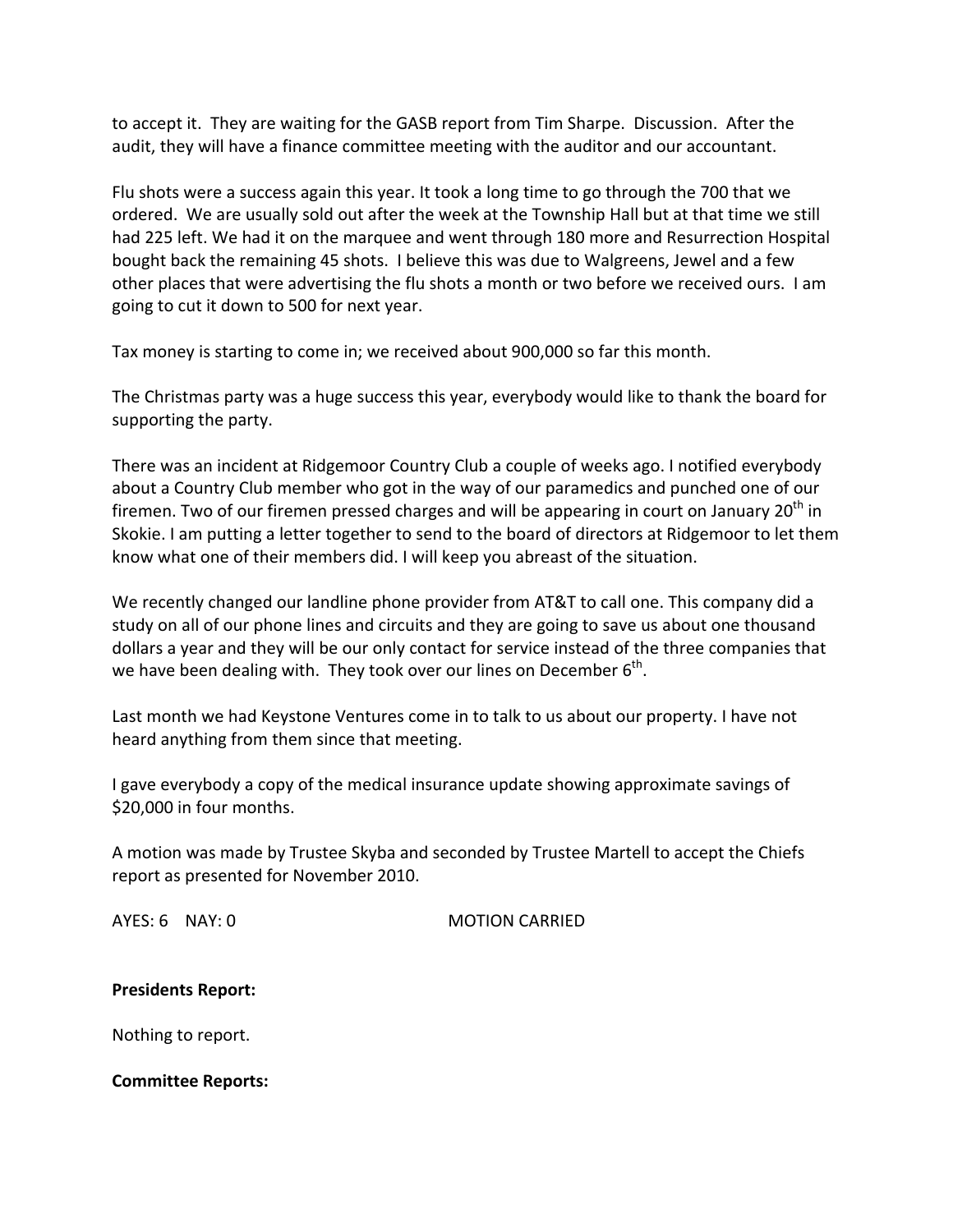to accept it. They are waiting for the GASB report from Tim Sharpe. Discussion. After the audit, they will have a finance committee meeting with the auditor and our accountant.

Flu shots were a success again this year. It took a long time to go through the 700 that we ordered. We are usually sold out after the week at the Township Hall but at that time we still had 225 left. We had it on the marquee and went through 180 more and Resurrection Hospital bought back the remaining 45 shots. I believe this was due to Walgreens, Jewel and a few other places that were advertising the flu shots a month or two before we received ours. I am going to cut it down to 500 for next year.

Tax money is starting to come in; we received about 900,000 so far this month.

The Christmas party was a huge success this year, everybody would like to thank the board for supporting the party.

There was an incident at Ridgemoor Country Club a couple of weeks ago. I notified everybody about a Country Club member who got in the way of our paramedics and punched one of our firemen. Two of our firemen pressed charges and will be appearing in court on January 20th in Skokie. I am putting a letter together to send to the board of directors at Ridgemoor to let them know what one of their members did. I will keep you abreast of the situation.

We recently changed our landline phone provider from AT&T to call one. This company did a study on all of our phone lines and circuits and they are going to save us about one thousand dollars a year and they will be our only contact for service instead of the three companies that we have been dealing with. They took over our lines on December 6th.

Last month we had Keystone Ventures come in to talk to us about our property. I have not heard anything from them since that meeting.

I gave everybody a copy of the medical insurance update showing approximate savings of $20,000 in four months.

A motion was made by Trustee Skyba and seconded by Trustee Martell to accept the Chiefs report as presented for November 2010.

AYES: 6 NAY: 0 MOTION CARRIED

**Presidents Report:**

Nothing to report.

**Committee Reports:**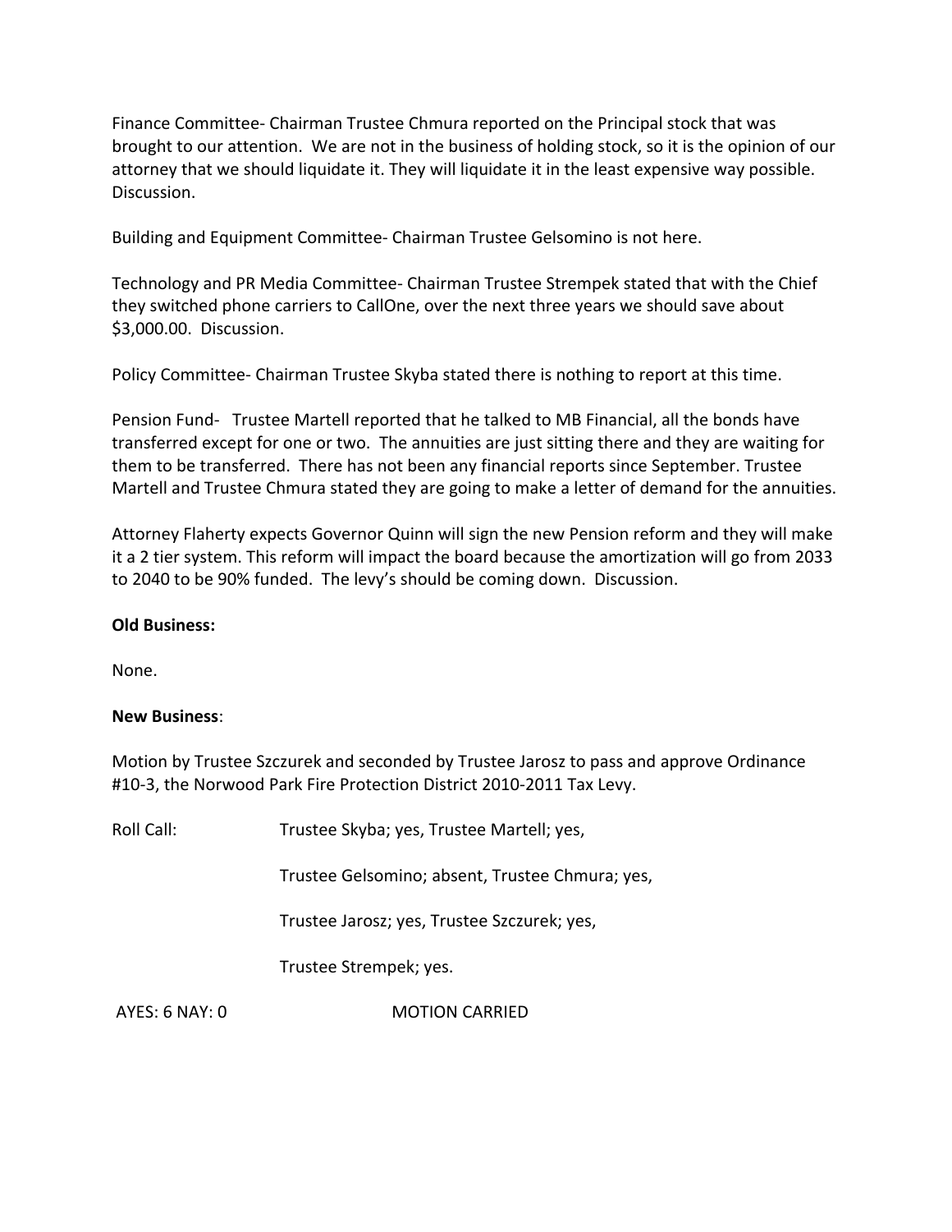Finance Committee- Chairman Trustee Chmura reported on the Principal stock that was brought to our attention. We are not in the business of holding stock, so it is the opinion of our attorney that we should liquidate it. They will liquidate it in the least expensive way possible. Discussion.

Building and Equipment Committee- Chairman Trustee Gelsomino is not here.

Technology and PR Media Committee- Chairman Trustee Strempek stated that with the Chief they switched phone carriers to CallOne, over the next three years we should save about $3,000.00. Discussion.

Policy Committee- Chairman Trustee Skyba stated there is nothing to report at this time.

Pension Fund- Trustee Martell reported that he talked to MB Financial, all the bonds have transferred except for one or two. The annuities are just sitting there and they are waiting for them to be transferred. There has not been any financial reports since September. Trustee Martell and Trustee Chmura stated they are going to make a letter of demand for the annuities.

Attorney Flaherty expects Governor Quinn will sign the new Pension reform and they will make it a 2 tier system. This reform will impact the board because the amortization will go from 2033 to 2040 to be 90% funded. The levy's should be coming down. Discussion.

**Old Business:**

None.

**New Business**:

Motion by Trustee Szczurek and seconded by Trustee Jarosz to pass and approve Ordinance #10-3, the Norwood Park Fire Protection District 2010-2011 Tax Levy.

Roll Call: Trustee Skyba; yes, Trustee Martell; yes,

Trustee Gelsomino; absent, Trustee Chmura; yes,

Trustee Jarosz; yes, Trustee Szczurek; yes,

Trustee Strempek; yes.

AYES: 6 NAY: 0 MOTION CARRIED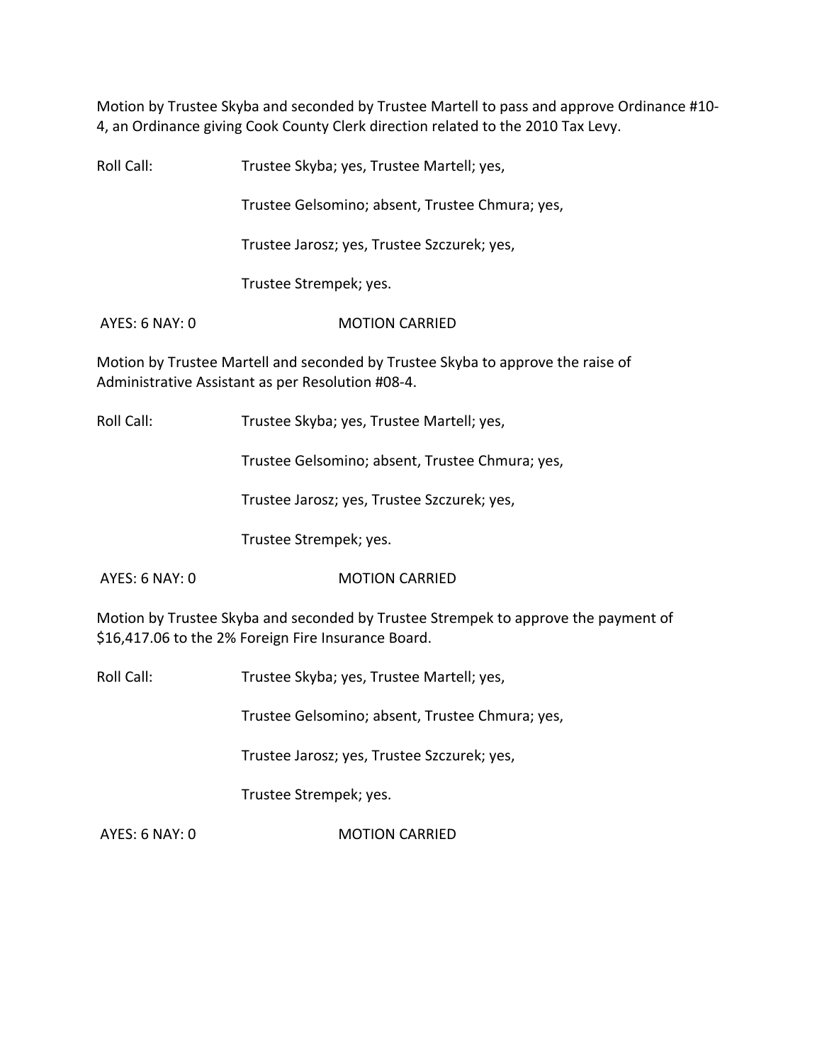Motion by Trustee Skyba and seconded by Trustee Martell to pass and approve Ordinance #10-4, an Ordinance giving Cook County Clerk direction related to the 2010 Tax Levy.

Roll Call: Trustee Skyba; yes, Trustee Martell; yes,

Trustee Gelsomino; absent, Trustee Chmura; yes,

Trustee Jarosz; yes, Trustee Szczurek; yes,

Trustee Strempek; yes.

AYES: 6 NAY: 0 MOTION CARRIED

Motion by Trustee Martell and seconded by Trustee Skyba to approve the raise of Administrative Assistant as per Resolution #08-4.

Roll Call: Trustee Skyba; yes, Trustee Martell; yes,

Trustee Gelsomino; absent, Trustee Chmura; yes,

Trustee Jarosz; yes, Trustee Szczurek; yes,

Trustee Strempek; yes.

AYES: 6 NAY: 0 MOTION CARRIED

Motion by Trustee Skyba and seconded by Trustee Strempek to approve the payment of $16,417.06 to the 2% Foreign Fire Insurance Board.

Roll Call: Trustee Skyba; yes, Trustee Martell; yes,

Trustee Gelsomino; absent, Trustee Chmura; yes,

Trustee Jarosz; yes, Trustee Szczurek; yes,

Trustee Strempek; yes.

AYES: 6 NAY: 0 MOTION CARRIED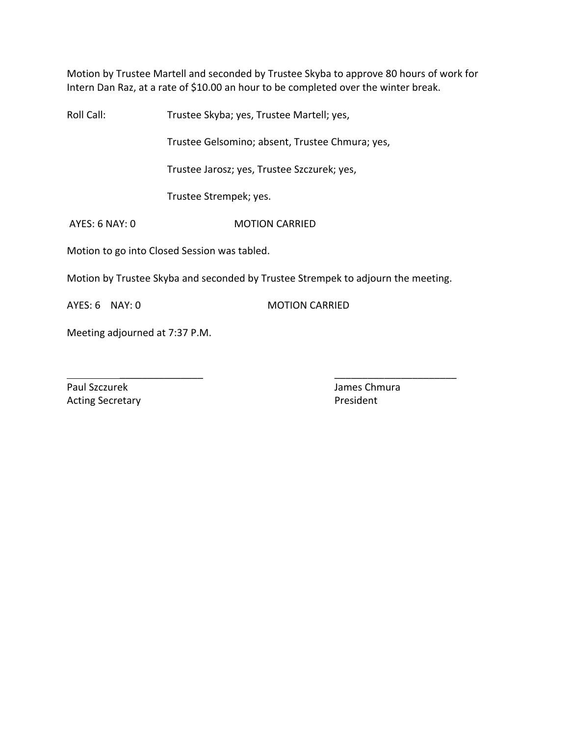Motion by Trustee Martell and seconded by Trustee Skyba to approve 80 hours of work for Intern Dan Raz, at a rate of $10.00 an hour to be completed over the winter break.

Roll Call: Trustee Skyba; yes, Trustee Martell; yes,

Trustee Gelsomino; absent, Trustee Chmura; yes,

Trustee Jarosz; yes, Trustee Szczurek; yes,

Trustee Strempek; yes.

AYES: 6 NAY: 0 MOTION CARRIED

Motion to go into Closed Session was tabled.

Motion by Trustee Skyba and seconded by Trustee Strempek to adjourn the meeting.

AYES: 6 NAY: 0 MOTION CARRIED

Meeting adjourned at 7:37 P.M.

_________________________ _______________________

Paul Szczurek James Chmura
Acting Secretary President